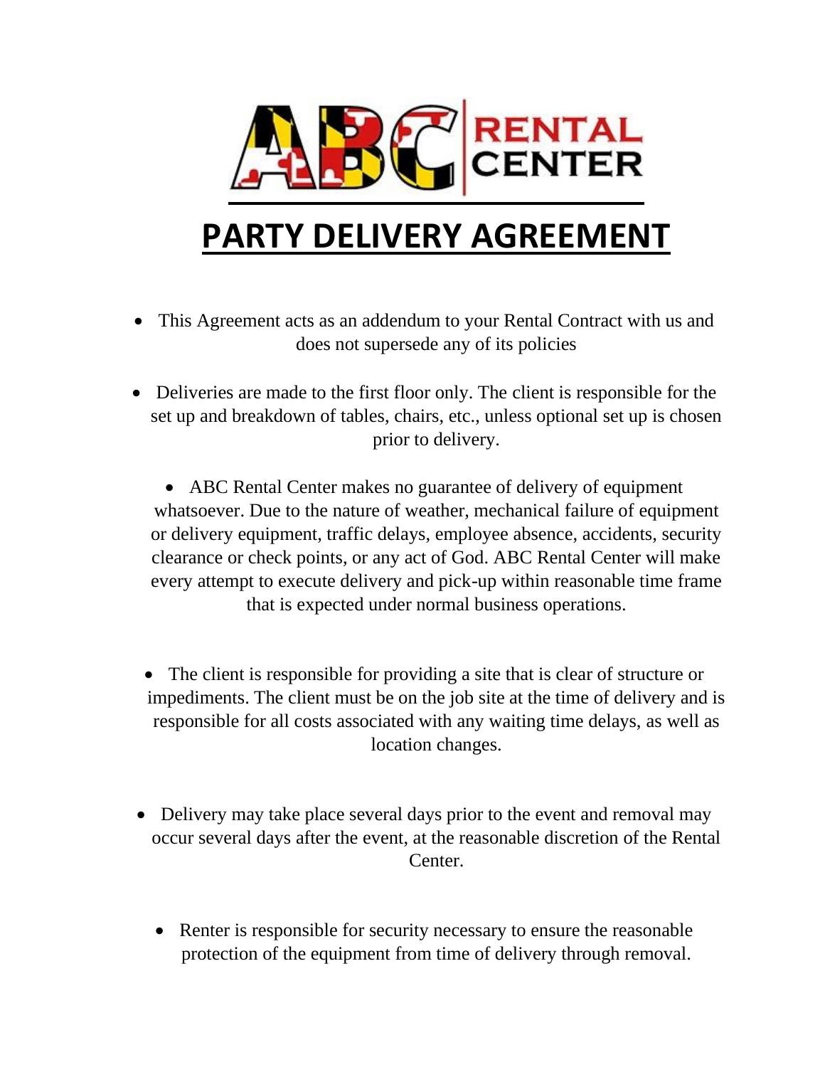ABC RENTAL CENTER

# PARTY DELIVERY AGREEMENT

- This Agreement acts as an addendum to your Rental Contract with us and does not supersede any of its policies

- Deliveries are made to the first floor only. The client is responsible for the set up and breakdown of tables, chairs, etc., unless optional set up is chosen prior to delivery.

- ABC Rental Center makes no guarantee of delivery of equipment whatsoever. Due to the nature of weather, mechanical failure of equipment or delivery equipment, traffic delays, employee absence, accidents, security clearance or check points, or any act of God. ABC Rental Center will make every attempt to execute delivery and pick-up within reasonable time frame that is expected under normal business operations.

- The client is responsible for providing a site that is clear of structure or impediments. The client must be on the job site at the time of delivery and is responsible for all costs associated with any waiting time delays, as well as location changes.

- Delivery may take place several days prior to the event and removal may occur several days after the event, at the reasonable discretion of the Rental Center.

- Renter is responsible for security necessary to ensure the reasonable protection of the equipment from time of delivery through removal.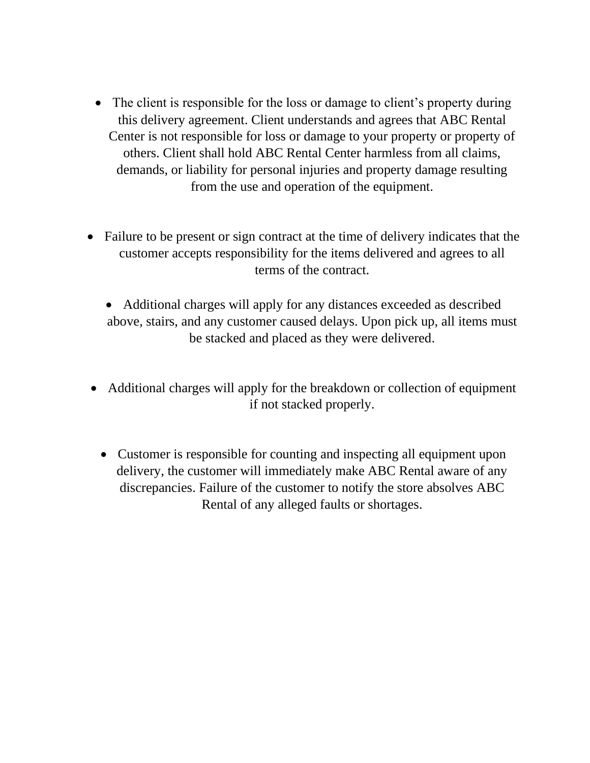- The client is responsible for the loss or damage to client's property during this delivery agreement. Client understands and agrees that ABC Rental Center is not responsible for loss or damage to your property or property of others. Client shall hold ABC Rental Center harmless from all claims, demands, or liability for personal injuries and property damage resulting from the use and operation of the equipment.

- Failure to be present or sign contract at the time of delivery indicates that the customer accepts responsibility for the items delivered and agrees to all terms of the contract.

- Additional charges will apply for any distances exceeded as described above, stairs, and any customer caused delays. Upon pick up, all items must be stacked and placed as they were delivered.

- Additional charges will apply for the breakdown or collection of equipment if not stacked properly.

- Customer is responsible for counting and inspecting all equipment upon delivery, the customer will immediately make ABC Rental aware of any discrepancies. Failure of the customer to notify the store absolves ABC Rental of any alleged faults or shortages.